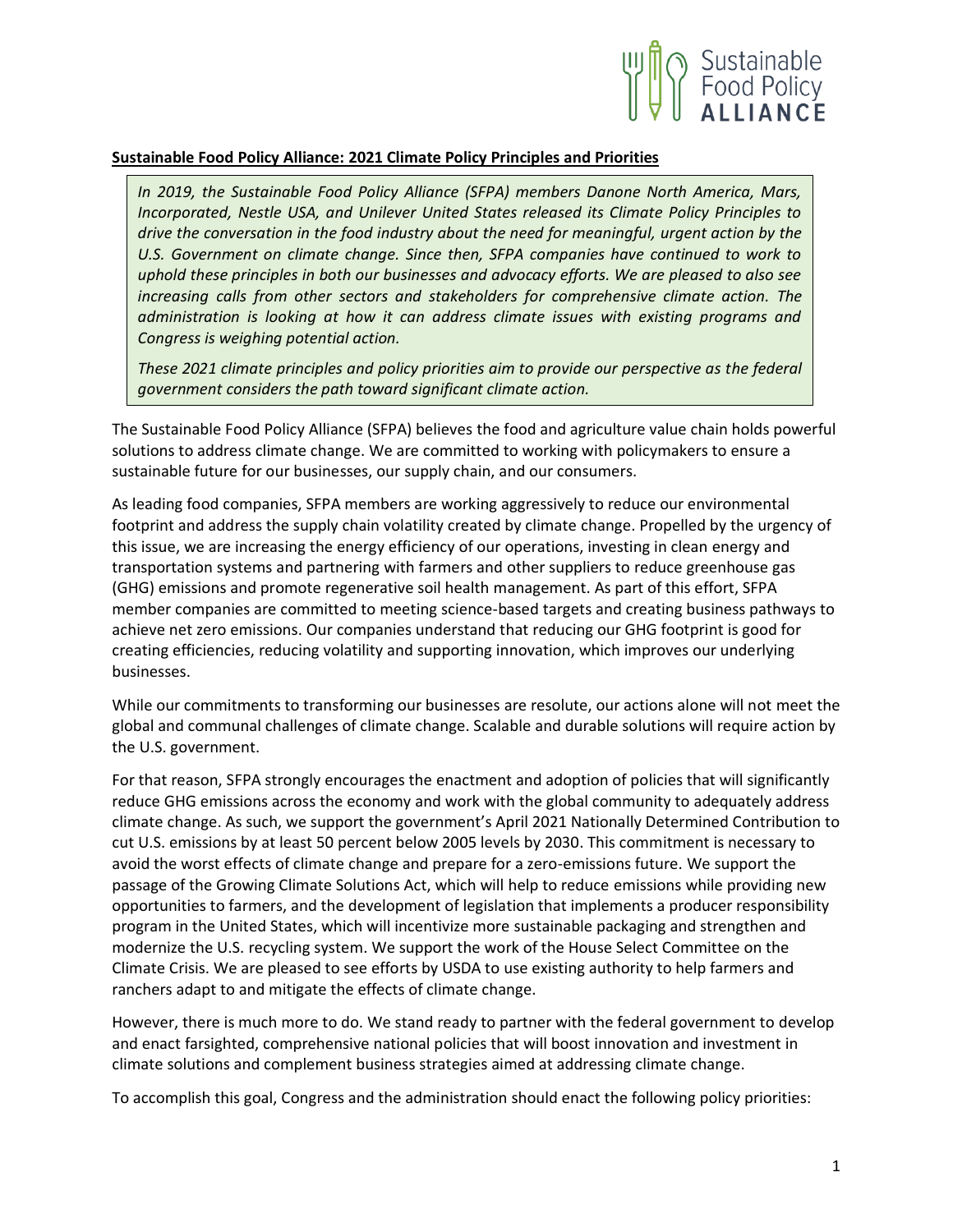**Sustainable Food Policy Alliance: 2021 Climate Policy Principles and Priorities**

*In 2019, the Sustainable Food Policy Alliance (SFPA) members Danone North America, Mars, Incorporated, Nestle USA, and Unilever United States released its Climate Policy Principles to drive the conversation in the food industry about the need for meaningful, urgent action by the U.S. Government on climate change. Since then, SFPA companies have continued to work to uphold these principles in both our businesses and advocacy efforts. We are pleased to also see increasing calls from other sectors and stakeholders for comprehensive climate action. The administration is looking at how it can address climate issues with existing programs and Congress is weighing potential action.*

*These 2021 climate principles and policy priorities aim to provide our perspective as the federal government considers the path toward significant climate action.*

The Sustainable Food Policy Alliance (SFPA) believes the food and agriculture value chain holds powerful solutions to address climate change. We are committed to working with policymakers to ensure a sustainable future for our businesses, our supply chain, and our consumers.

As leading food companies, SFPA members are working aggressively to reduce our environmental footprint and address the supply chain volatility created by climate change. Propelled by the urgency of this issue, we are increasing the energy efficiency of our operations, investing in clean energy and transportation systems and partnering with farmers and other suppliers to reduce greenhouse gas (GHG) emissions and promote regenerative soil health management. As part of this effort, SFPA member companies are committed to meeting science-based targets and creating business pathways to achieve net zero emissions. Our companies understand that reducing our GHG footprint is good for creating efficiencies, reducing volatility and supporting innovation, which improves our underlying businesses.

While our commitments to transforming our businesses are resolute, our actions alone will not meet the global and communal challenges of climate change. Scalable and durable solutions will require action by the U.S. government.

For that reason, SFPA strongly encourages the enactment and adoption of policies that will significantly reduce GHG emissions across the economy and work with the global community to adequately address climate change. As such, we support the government's April 2021 Nationally Determined Contribution to cut U.S. emissions by at least 50 percent below 2005 levels by 2030. This commitment is necessary to avoid the worst effects of climate change and prepare for a zero-emissions future. We support the passage of the Growing Climate Solutions Act, which will help to reduce emissions while providing new opportunities to farmers, and the development of legislation that implements a producer responsibility program in the United States, which will incentivize more sustainable packaging and strengthen and modernize the U.S. recycling system. We support the work of the House Select Committee on the Climate Crisis. We are pleased to see efforts by USDA to use existing authority to help farmers and ranchers adapt to and mitigate the effects of climate change.

However, there is much more to do. We stand ready to partner with the federal government to develop and enact farsighted, comprehensive national policies that will boost innovation and investment in climate solutions and complement business strategies aimed at addressing climate change.

To accomplish this goal, Congress and the administration should enact the following policy priorities: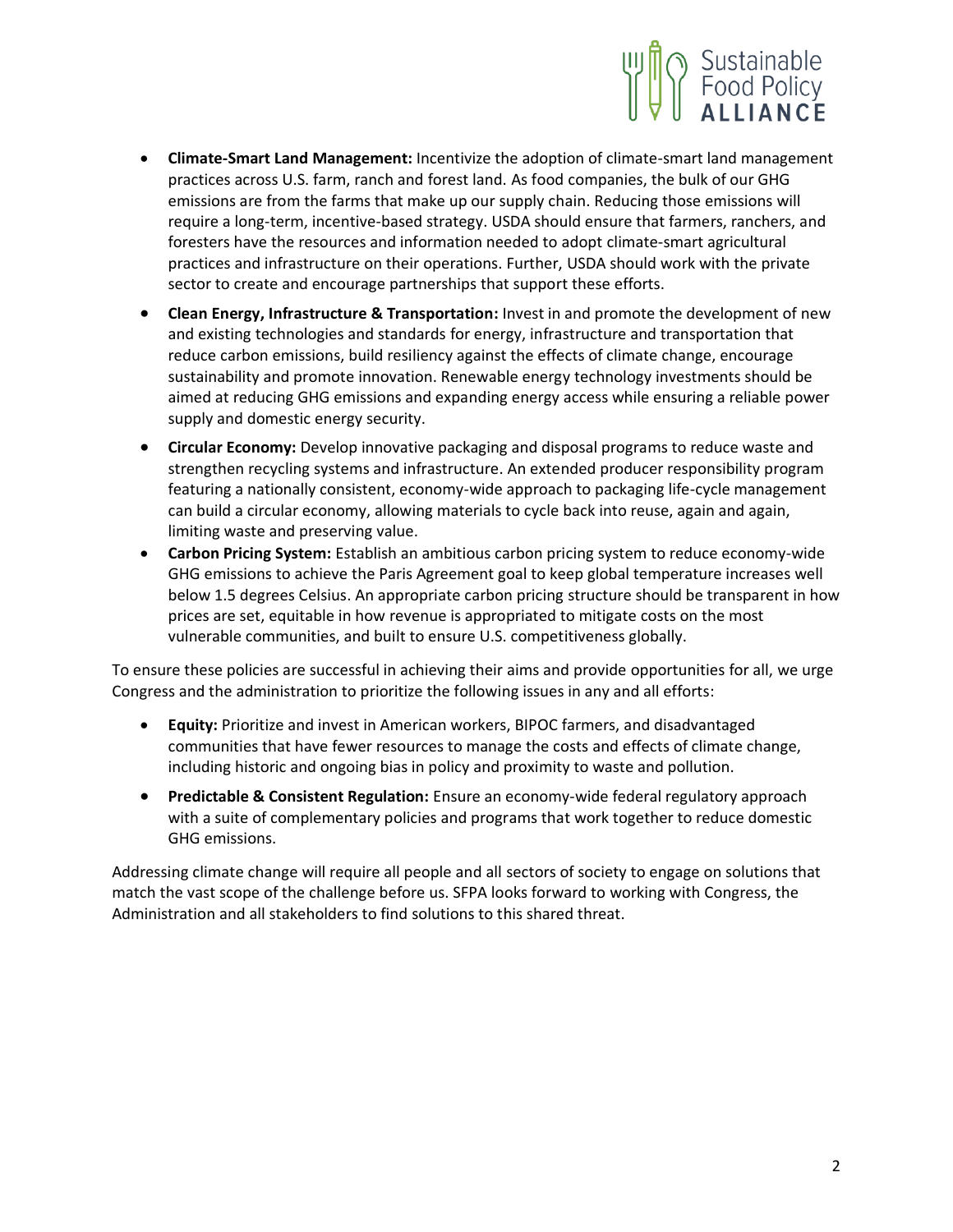- **Climate-Smart Land Management:** Incentivize the adoption of climate-smart land management practices across U.S. farm, ranch and forest land. As food companies, the bulk of our GHG emissions are from the farms that make up our supply chain. Reducing those emissions will require a long-term, incentive-based strategy. USDA should ensure that farmers, ranchers, and foresters have the resources and information needed to adopt climate-smart agricultural practices and infrastructure on their operations. Further, USDA should work with the private sector to create and encourage partnerships that support these efforts.
- **Clean Energy, Infrastructure & Transportation:** Invest in and promote the development of new and existing technologies and standards for energy, infrastructure and transportation that reduce carbon emissions, build resiliency against the effects of climate change, encourage sustainability and promote innovation. Renewable energy technology investments should be aimed at reducing GHG emissions and expanding energy access while ensuring a reliable power supply and domestic energy security.
- **Circular Economy:** Develop innovative packaging and disposal programs to reduce waste and strengthen recycling systems and infrastructure. An extended producer responsibility program featuring a nationally consistent, economy-wide approach to packaging life-cycle management can build a circular economy, allowing materials to cycle back into reuse, again and again, limiting waste and preserving value.
- **Carbon Pricing System:** Establish an ambitious carbon pricing system to reduce economy-wide GHG emissions to achieve the Paris Agreement goal to keep global temperature increases well below 1.5 degrees Celsius. An appropriate carbon pricing structure should be transparent in how prices are set, equitable in how revenue is appropriated to mitigate costs on the most vulnerable communities, and built to ensure U.S. competitiveness globally.

To ensure these policies are successful in achieving their aims and provide opportunities for all, we urge Congress and the administration to prioritize the following issues in any and all efforts:

- **Equity:** Prioritize and invest in American workers, BIPOC farmers, and disadvantaged communities that have fewer resources to manage the costs and effects of climate change, including historic and ongoing bias in policy and proximity to waste and pollution.
- **Predictable & Consistent Regulation:** Ensure an economy-wide federal regulatory approach with a suite of complementary policies and programs that work together to reduce domestic GHG emissions.

Addressing climate change will require all people and all sectors of society to engage on solutions that match the vast scope of the challenge before us. SFPA looks forward to working with Congress, the Administration and all stakeholders to find solutions to this shared threat.